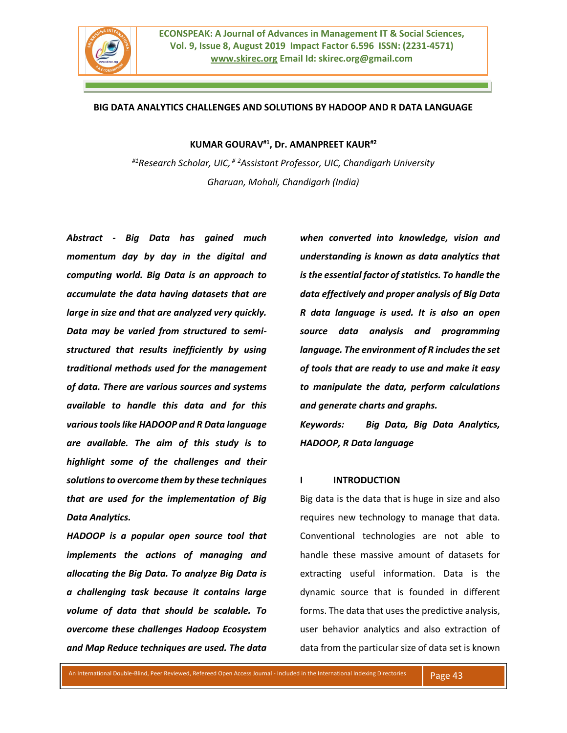# BIG DATA ANALYTICS CHALLENGES AND SOLUTIONS BY HADOOP AND R DATA LANGUAGE

**KUMAR GOURAV[#1], Dr. AMANPREET KAUR[#2]**

*[#1]Research Scholar, UIC, [# 2]Assistant Professor, UIC, Chandigarh University*

*Gharuan, Mohali, Chandigarh (India)*

***Abstract - Big Data has gained much momentum day by day in the digital and computing world. Big Data is an approach to accumulate the data having datasets that are large in size and that are analyzed very quickly. Data may be varied from structured to semi-structured that results inefficiently by using traditional methods used for the management of data. There are various sources and systems available to handle this data and for this various tools like HADOOP and R Data language are available. The aim of this study is to highlight some of the challenges and their solutions to overcome them by these techniques that are used for the implementation of Big Data Analytics.***

***HADOOP is a popular open source tool that implements the actions of managing and allocating the Big Data. To analyze Big Data is a challenging task because it contains large volume of data that should be scalable. To overcome these challenges Hadoop Ecosystem and Map Reduce techniques are used. The data when converted into knowledge, vision and understanding is known as data analytics that is the essential factor of statistics. To handle the data effectively and proper analysis of Big Data R data language is used. It is also an open source data analysis and programming language. The environment of R includes the set of tools that are ready to use and make it easy to manipulate the data, perform calculations and generate charts and graphs.***

***Keywords: Big Data, Big Data Analytics, HADOOP, R Data language***

## I INTRODUCTION

Big data is the data that is huge in size and also requires new technology to manage that data. Conventional technologies are not able to handle these massive amount of datasets for extracting useful information. Data is the dynamic source that is founded in different forms. The data that uses the predictive analysis, user behavior analytics and also extraction of data from the particular size of data set is known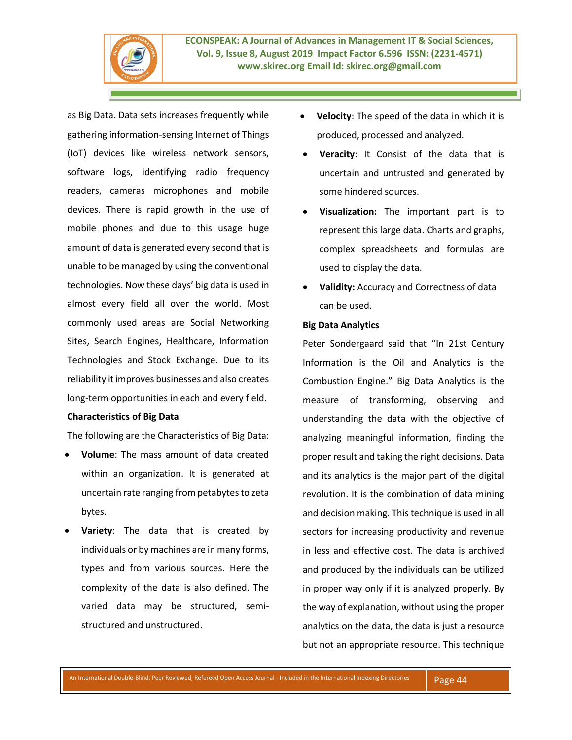as Big Data. Data sets increases frequently while gathering information-sensing Internet of Things (IoT) devices like wireless network sensors, software logs, identifying radio frequency readers, cameras microphones and mobile devices. There is rapid growth in the use of mobile phones and due to this usage huge amount of data is generated every second that is unable to be managed by using the conventional technologies. Now these days' big data is used in almost every field all over the world. Most commonly used areas are Social Networking Sites, Search Engines, Healthcare, Information Technologies and Stock Exchange. Due to its reliability it improves businesses and also creates long-term opportunities in each and every field.

**Characteristics of Big Data**

The following are the Characteristics of Big Data:

- **Volume**: The mass amount of data created within an organization. It is generated at uncertain rate ranging from petabytes to zeta bytes.
- **Variety**: The data that is created by individuals or by machines are in many forms, types and from various sources. Here the complexity of the data is also defined. The varied data may be structured, semi-structured and unstructured.
- **Velocity**: The speed of the data in which it is produced, processed and analyzed.
- **Veracity**: It Consist of the data that is uncertain and untrusted and generated by some hindered sources.
- **Visualization:** The important part is to represent this large data. Charts and graphs, complex spreadsheets and formulas are used to display the data.
- **Validity:** Accuracy and Correctness of data can be used.

**Big Data Analytics**

Peter Sondergaard said that "In 21st Century Information is the Oil and Analytics is the Combustion Engine." Big Data Analytics is the measure of transforming, observing and understanding the data with the objective of analyzing meaningful information, finding the proper result and taking the right decisions. Data and its analytics is the major part of the digital revolution. It is the combination of data mining and decision making. This technique is used in all sectors for increasing productivity and revenue in less and effective cost. The data is archived and produced by the individuals can be utilized in proper way only if it is analyzed properly. By the way of explanation, without using the proper analytics on the data, the data is just a resource but not an appropriate resource. This technique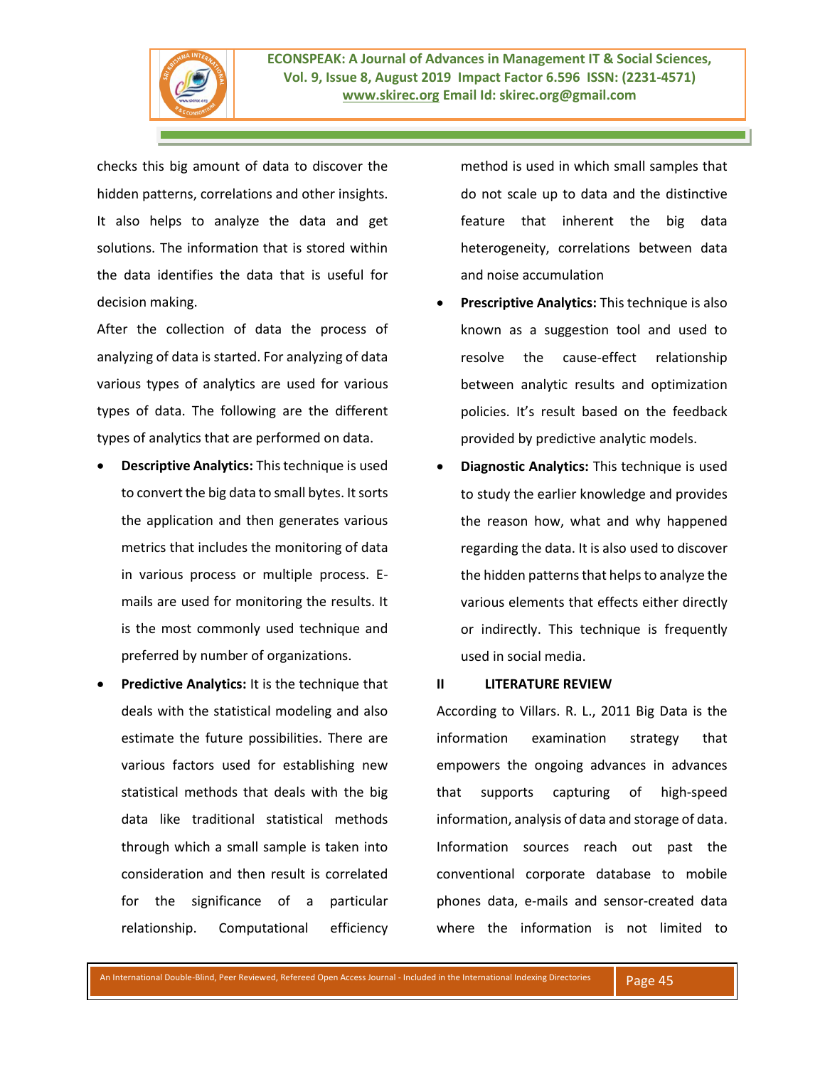checks this big amount of data to discover the hidden patterns, correlations and other insights. It also helps to analyze the data and get solutions. The information that is stored within the data identifies the data that is useful for decision making.

After the collection of data the process of analyzing of data is started. For analyzing of data various types of analytics are used for various types of data. The following are the different types of analytics that are performed on data.

- **Descriptive Analytics:** This technique is used to convert the big data to small bytes. It sorts the application and then generates various metrics that includes the monitoring of data in various process or multiple process. E-mails are used for monitoring the results. It is the most commonly used technique and preferred by number of organizations.
- **Predictive Analytics:** It is the technique that deals with the statistical modeling and also estimate the future possibilities. There are various factors used for establishing new statistical methods that deals with the big data like traditional statistical methods through which a small sample is taken into consideration and then result is correlated for the significance of a particular relationship. Computational efficiency method is used in which small samples that do not scale up to data and the distinctive feature that inherent the big data heterogeneity, correlations between data and noise accumulation
- **Prescriptive Analytics:** This technique is also known as a suggestion tool and used to resolve the cause-effect relationship between analytic results and optimization policies. It's result based on the feedback provided by predictive analytic models.
- **Diagnostic Analytics:** This technique is used to study the earlier knowledge and provides the reason how, what and why happened regarding the data. It is also used to discover the hidden patterns that helps to analyze the various elements that effects either directly or indirectly. This technique is frequently used in social media.

## II LITERATURE REVIEW

According to Villars. R. L., 2011 Big Data is the information examination strategy that empowers the ongoing advances in advances that supports capturing of high-speed information, analysis of data and storage of data. Information sources reach out past the conventional corporate database to mobile phones data, e-mails and sensor-created data where the information is not limited to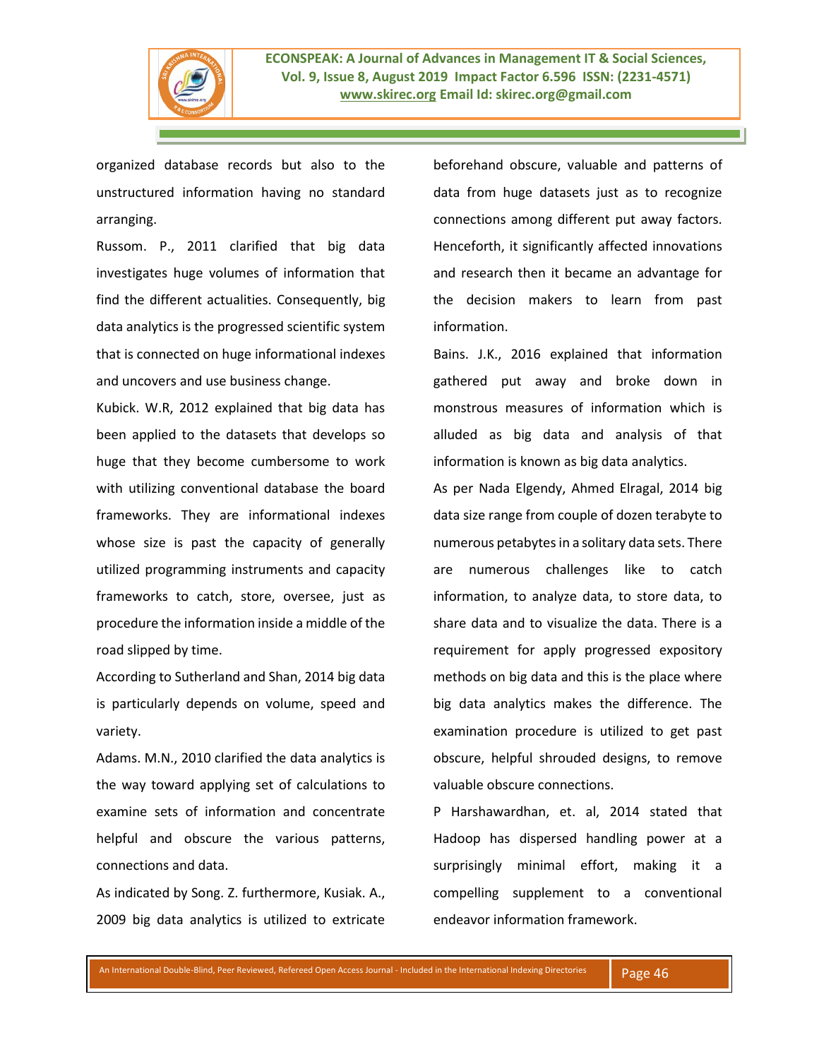organized database records but also to the unstructured information having no standard arranging.

Russom. P., 2011 clarified that big data investigates huge volumes of information that find the different actualities. Consequently, big data analytics is the progressed scientific system that is connected on huge informational indexes and uncovers and use business change.

Kubick. W.R, 2012 explained that big data has been applied to the datasets that develops so huge that they become cumbersome to work with utilizing conventional database the board frameworks. They are informational indexes whose size is past the capacity of generally utilized programming instruments and capacity frameworks to catch, store, oversee, just as procedure the information inside a middle of the road slipped by time.

According to Sutherland and Shan, 2014 big data is particularly depends on volume, speed and variety.

Adams. M.N., 2010 clarified the data analytics is the way toward applying set of calculations to examine sets of information and concentrate helpful and obscure the various patterns, connections and data.

As indicated by Song. Z. furthermore, Kusiak. A., 2009 big data analytics is utilized to extricate beforehand obscure, valuable and patterns of data from huge datasets just as to recognize connections among different put away factors. Henceforth, it significantly affected innovations and research then it became an advantage for the decision makers to learn from past information.

Bains. J.K., 2016 explained that information gathered put away and broke down in monstrous measures of information which is alluded as big data and analysis of that information is known as big data analytics.

As per Nada Elgendy, Ahmed Elragal, 2014 big data size range from couple of dozen terabyte to numerous petabytes in a solitary data sets. There are numerous challenges like to catch information, to analyze data, to store data, to share data and to visualize the data. There is a requirement for apply progressed expository methods on big data and this is the place where big data analytics makes the difference. The examination procedure is utilized to get past obscure, helpful shrouded designs, to remove valuable obscure connections.

P Harshawardhan, et. al, 2014 stated that Hadoop has dispersed handling power at a surprisingly minimal effort, making it a compelling supplement to a conventional endeavor information framework.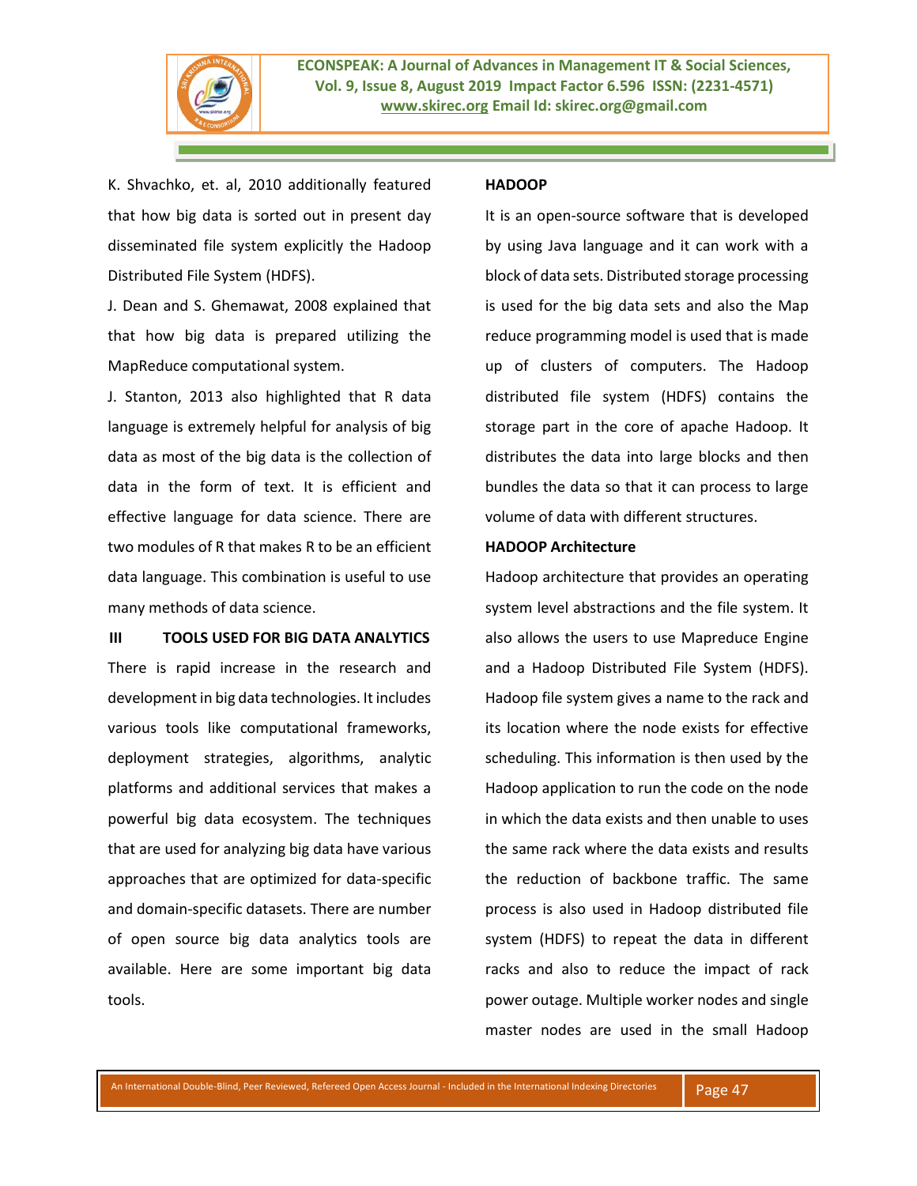K. Shvachko, et. al, 2010 additionally featured that how big data is sorted out in present day disseminated file system explicitly the Hadoop Distributed File System (HDFS).

J. Dean and S. Ghemawat, 2008 explained that that how big data is prepared utilizing the MapReduce computational system.

J. Stanton, 2013 also highlighted that R data language is extremely helpful for analysis of big data as most of the big data is the collection of data in the form of text. It is efficient and effective language for data science. There are two modules of R that makes R to be an efficient data language. This combination is useful to use many methods of data science.

## III TOOLS USED FOR BIG DATA ANALYTICS

There is rapid increase in the research and development in big data technologies. It includes various tools like computational frameworks, deployment strategies, algorithms, analytic platforms and additional services that makes a powerful big data ecosystem. The techniques that are used for analyzing big data have various approaches that are optimized for data-specific and domain-specific datasets. There are number of open source big data analytics tools are available. Here are some important big data tools.

### HADOOP

It is an open-source software that is developed by using Java language and it can work with a block of data sets. Distributed storage processing is used for the big data sets and also the Map reduce programming model is used that is made up of clusters of computers. The Hadoop distributed file system (HDFS) contains the storage part in the core of apache Hadoop. It distributes the data into large blocks and then bundles the data so that it can process to large volume of data with different structures.

### HADOOP Architecture

Hadoop architecture that provides an operating system level abstractions and the file system. It also allows the users to use Mapreduce Engine and a Hadoop Distributed File System (HDFS). Hadoop file system gives a name to the rack and its location where the node exists for effective scheduling. This information is then used by the Hadoop application to run the code on the node in which the data exists and then unable to uses the same rack where the data exists and results the reduction of backbone traffic. The same process is also used in Hadoop distributed file system (HDFS) to repeat the data in different racks and also to reduce the impact of rack power outage. Multiple worker nodes and single master nodes are used in the small Hadoop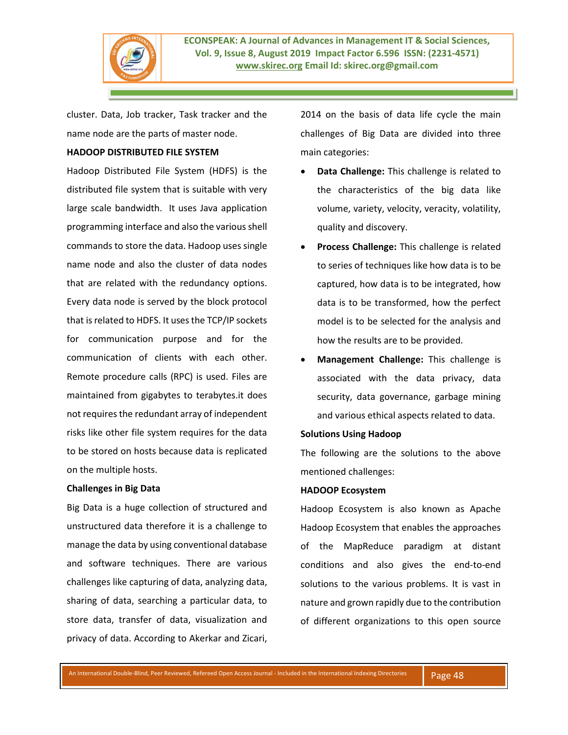cluster. Data, Job tracker, Task tracker and the name node are the parts of master node.

**HADOOP DISTRIBUTED FILE SYSTEM**

Hadoop Distributed File System (HDFS) is the distributed file system that is suitable with very large scale bandwidth. It uses Java application programming interface and also the various shell commands to store the data. Hadoop uses single name node and also the cluster of data nodes that are related with the redundancy options. Every data node is served by the block protocol that is related to HDFS. It uses the TCP/IP sockets for communication purpose and for the communication of clients with each other. Remote procedure calls (RPC) is used. Files are maintained from gigabytes to terabytes.it does not requires the redundant array of independent risks like other file system requires for the data to be stored on hosts because data is replicated on the multiple hosts.

**Challenges in Big Data**

Big Data is a huge collection of structured and unstructured data therefore it is a challenge to manage the data by using conventional database and software techniques. There are various challenges like capturing of data, analyzing data, sharing of data, searching a particular data, to store data, transfer of data, visualization and privacy of data. According to Akerkar and Zicari, 2014 on the basis of data life cycle the main challenges of Big Data are divided into three main categories:

- **Data Challenge:** This challenge is related to the characteristics of the big data like volume, variety, velocity, veracity, volatility, quality and discovery.
- **Process Challenge:** This challenge is related to series of techniques like how data is to be captured, how data is to be integrated, how data is to be transformed, how the perfect model is to be selected for the analysis and how the results are to be provided.
- **Management Challenge:** This challenge is associated with the data privacy, data security, data governance, garbage mining and various ethical aspects related to data.

**Solutions Using Hadoop**

The following are the solutions to the above mentioned challenges:

**HADOOP Ecosystem**

Hadoop Ecosystem is also known as Apache Hadoop Ecosystem that enables the approaches of the MapReduce paradigm at distant conditions and also gives the end-to-end solutions to the various problems. It is vast in nature and grown rapidly due to the contribution of different organizations to this open source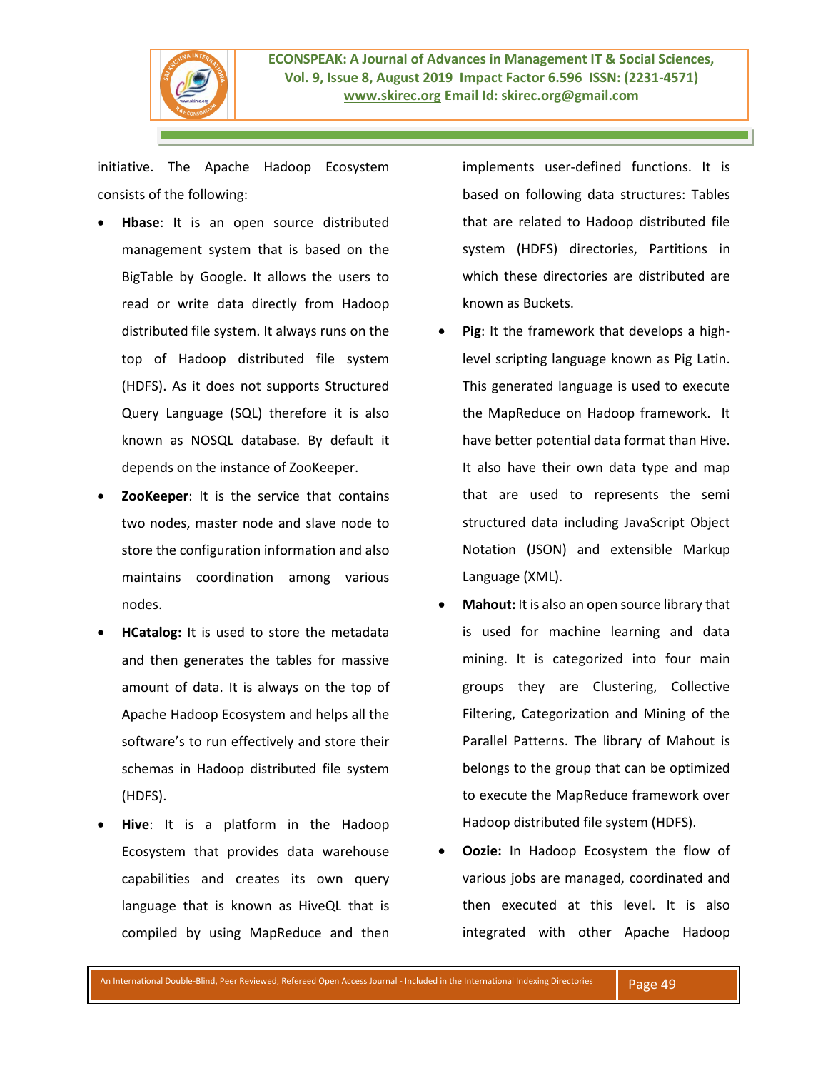initiative. The Apache Hadoop Ecosystem consists of the following:

- **Hbase**: It is an open source distributed management system that is based on the BigTable by Google. It allows the users to read or write data directly from Hadoop distributed file system. It always runs on the top of Hadoop distributed file system (HDFS). As it does not supports Structured Query Language (SQL) therefore it is also known as NOSQL database. By default it depends on the instance of ZooKeeper.
- **ZooKeeper**: It is the service that contains two nodes, master node and slave node to store the configuration information and also maintains coordination among various nodes.
- **HCatalog:** It is used to store the metadata and then generates the tables for massive amount of data. It is always on the top of Apache Hadoop Ecosystem and helps all the software's to run effectively and store their schemas in Hadoop distributed file system (HDFS).
- **Hive**: It is a platform in the Hadoop Ecosystem that provides data warehouse capabilities and creates its own query language that is known as HiveQL that is compiled by using MapReduce and then implements user-defined functions. It is based on following data structures: Tables that are related to Hadoop distributed file system (HDFS) directories, Partitions in which these directories are distributed are known as Buckets.
- **Pig**: It the framework that develops a high-level scripting language known as Pig Latin. This generated language is used to execute the MapReduce on Hadoop framework. It have better potential data format than Hive. It also have their own data type and map that are used to represents the semi structured data including JavaScript Object Notation (JSON) and extensible Markup Language (XML).
- **Mahout:** It is also an open source library that is used for machine learning and data mining. It is categorized into four main groups they are Clustering, Collective Filtering, Categorization and Mining of the Parallel Patterns. The library of Mahout is belongs to the group that can be optimized to execute the MapReduce framework over Hadoop distributed file system (HDFS).
- **Oozie:** In Hadoop Ecosystem the flow of various jobs are managed, coordinated and then executed at this level. It is also integrated with other Apache Hadoop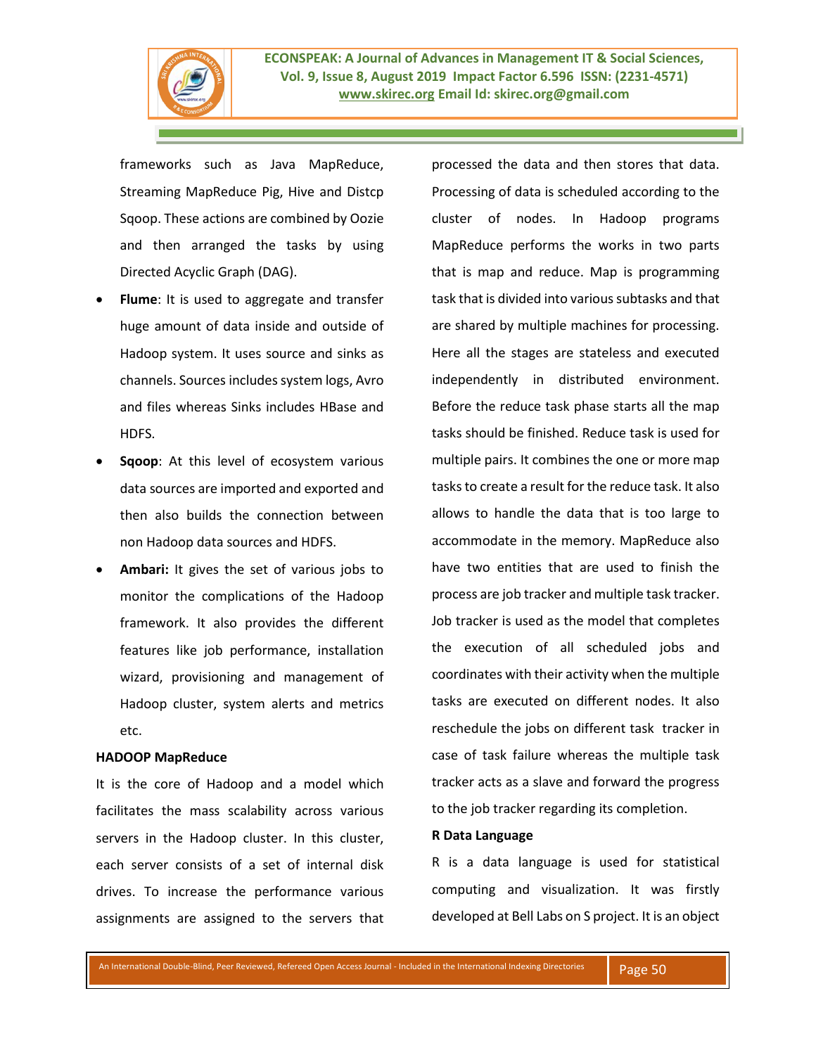frameworks such as Java MapReduce, Streaming MapReduce Pig, Hive and Distcp Sqoop. These actions are combined by Oozie and then arranged the tasks by using Directed Acyclic Graph (DAG).

- **Flume**: It is used to aggregate and transfer huge amount of data inside and outside of Hadoop system. It uses source and sinks as channels. Sources includes system logs, Avro and files whereas Sinks includes HBase and HDFS.
- **Sqoop**: At this level of ecosystem various data sources are imported and exported and then also builds the connection between non Hadoop data sources and HDFS.
- **Ambari:** It gives the set of various jobs to monitor the complications of the Hadoop framework. It also provides the different features like job performance, installation wizard, provisioning and management of Hadoop cluster, system alerts and metrics etc.

**HADOOP MapReduce**

It is the core of Hadoop and a model which facilitates the mass scalability across various servers in the Hadoop cluster. In this cluster, each server consists of a set of internal disk drives. To increase the performance various assignments are assigned to the servers that processed the data and then stores that data. Processing of data is scheduled according to the cluster of nodes. In Hadoop programs MapReduce performs the works in two parts that is map and reduce. Map is programming task that is divided into various subtasks and that are shared by multiple machines for processing. Here all the stages are stateless and executed independently in distributed environment. Before the reduce task phase starts all the map tasks should be finished. Reduce task is used for multiple pairs. It combines the one or more map tasks to create a result for the reduce task. It also allows to handle the data that is too large to accommodate in the memory. MapReduce also have two entities that are used to finish the process are job tracker and multiple task tracker. Job tracker is used as the model that completes the execution of all scheduled jobs and coordinates with their activity when the multiple tasks are executed on different nodes. It also reschedule the jobs on different task tracker in case of task failure whereas the multiple task tracker acts as a slave and forward the progress to the job tracker regarding its completion.

**R Data Language**

R is a data language is used for statistical computing and visualization. It was firstly developed at Bell Labs on S project. It is an object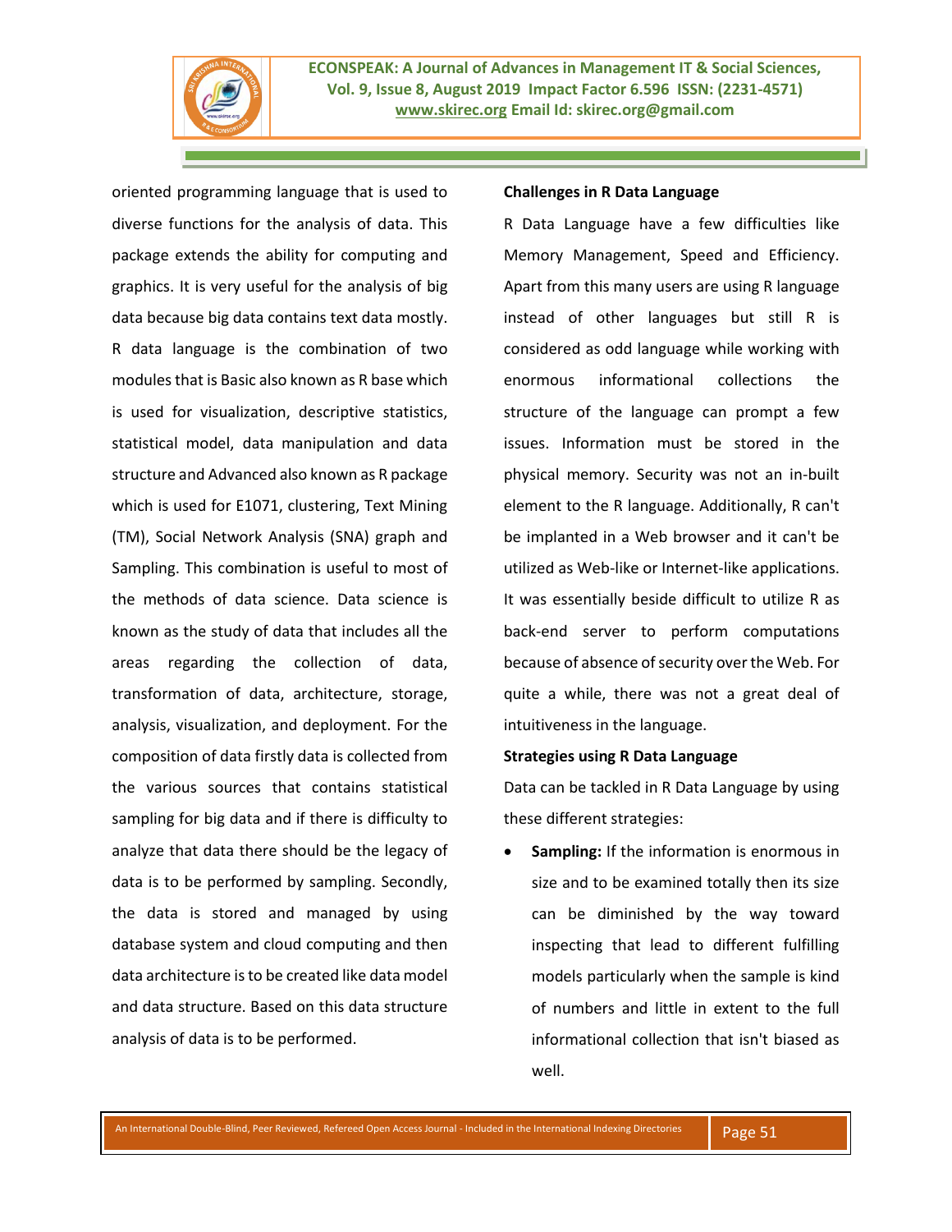oriented programming language that is used to diverse functions for the analysis of data. This package extends the ability for computing and graphics. It is very useful for the analysis of big data because big data contains text data mostly. R data language is the combination of two modules that is Basic also known as R base which is used for visualization, descriptive statistics, statistical model, data manipulation and data structure and Advanced also known as R package which is used for E1071, clustering, Text Mining (TM), Social Network Analysis (SNA) graph and Sampling. This combination is useful to most of the methods of data science. Data science is known as the study of data that includes all the areas regarding the collection of data, transformation of data, architecture, storage, analysis, visualization, and deployment. For the composition of data firstly data is collected from the various sources that contains statistical sampling for big data and if there is difficulty to analyze that data there should be the legacy of data is to be performed by sampling. Secondly, the data is stored and managed by using database system and cloud computing and then data architecture is to be created like data model and data structure. Based on this data structure analysis of data is to be performed.

**Challenges in R Data Language**

R Data Language have a few difficulties like Memory Management, Speed and Efficiency. Apart from this many users are using R language instead of other languages but still R is considered as odd language while working with enormous informational collections the structure of the language can prompt a few issues. Information must be stored in the physical memory. Security was not an in-built element to the R language. Additionally, R can't be implanted in a Web browser and it can't be utilized as Web-like or Internet-like applications. It was essentially beside difficult to utilize R as back-end server to perform computations because of absence of security over the Web. For quite a while, there was not a great deal of intuitiveness in the language.

**Strategies using R Data Language**

Data can be tackled in R Data Language by using these different strategies:

- **Sampling:** If the information is enormous in size and to be examined totally then its size can be diminished by the way toward inspecting that lead to different fulfilling models particularly when the sample is kind of numbers and little in extent to the full informational collection that isn't biased as well.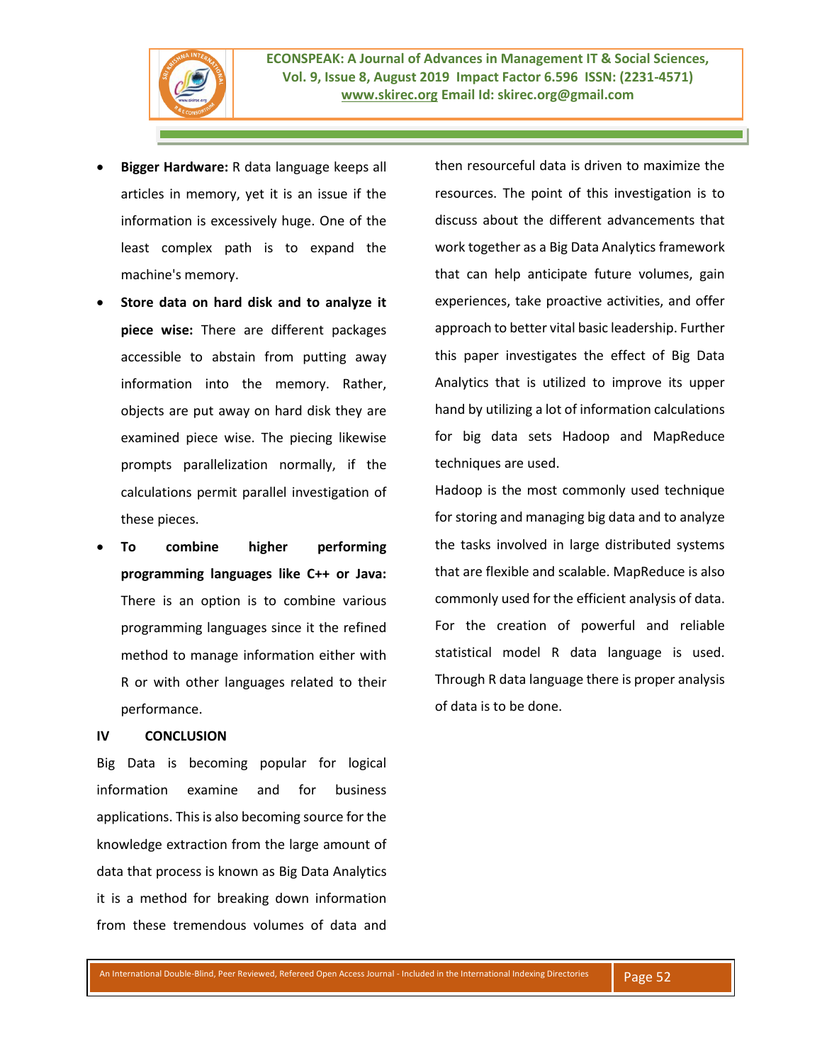- **Bigger Hardware:** R data language keeps all articles in memory, yet it is an issue if the information is excessively huge. One of the least complex path is to expand the machine's memory.
- **Store data on hard disk and to analyze it piece wise:** There are different packages accessible to abstain from putting away information into the memory. Rather, objects are put away on hard disk they are examined piece wise. The piecing likewise prompts parallelization normally, if the calculations permit parallel investigation of these pieces.
- **To combine higher performing programming languages like C++ or Java:** There is an option is to combine various programming languages since it the refined method to manage information either with R or with other languages related to their performance.

## IV CONCLUSION

Big Data is becoming popular for logical information examine and for business applications. This is also becoming source for the knowledge extraction from the large amount of data that process is known as Big Data Analytics it is a method for breaking down information from these tremendous volumes of data and then resourceful data is driven to maximize the resources. The point of this investigation is to discuss about the different advancements that work together as a Big Data Analytics framework that can help anticipate future volumes, gain experiences, take proactive activities, and offer approach to better vital basic leadership. Further this paper investigates the effect of Big Data Analytics that is utilized to improve its upper hand by utilizing a lot of information calculations for big data sets Hadoop and MapReduce techniques are used.

Hadoop is the most commonly used technique for storing and managing big data and to analyze the tasks involved in large distributed systems that are flexible and scalable. MapReduce is also commonly used for the efficient analysis of data. For the creation of powerful and reliable statistical model R data language is used. Through R data language there is proper analysis of data is to be done.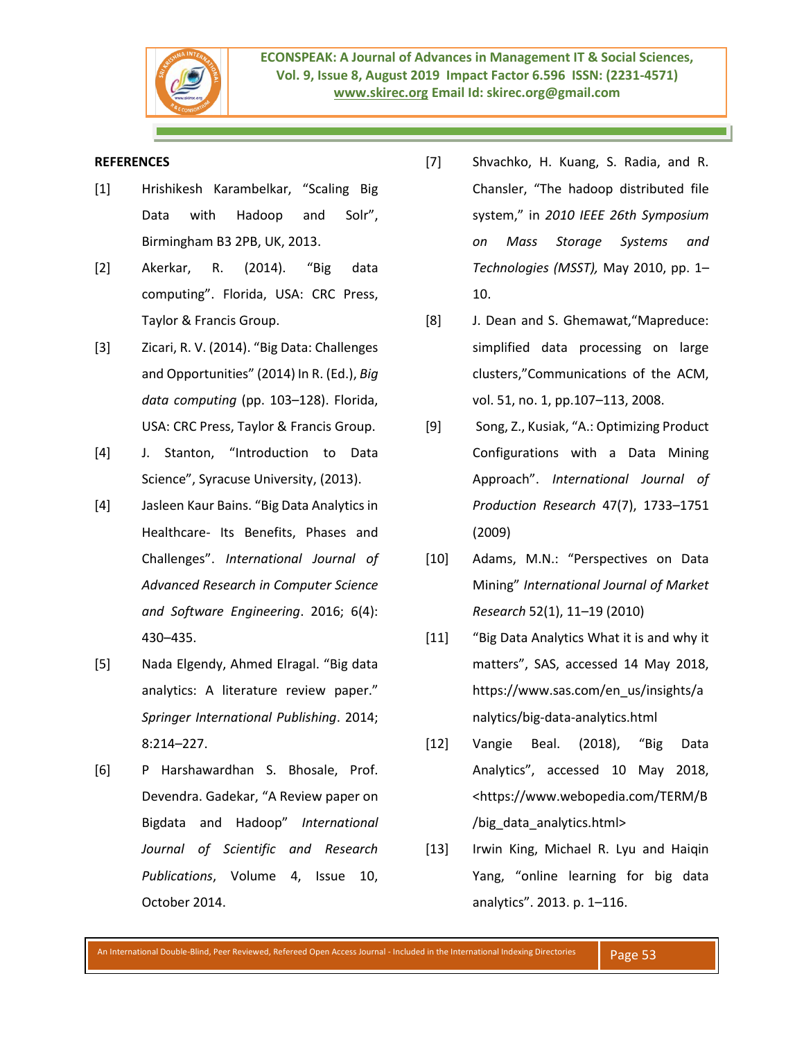**REFERENCES**

[1] Hrishikesh Karambelkar, "Scaling Big Data with Hadoop and Solr", Birmingham B3 2PB, UK, 2013.

[2] Akerkar, R. (2014). "Big data computing". Florida, USA: CRC Press, Taylor & Francis Group.

[3] Zicari, R. V. (2014). "Big Data: Challenges and Opportunities" (2014) In R. (Ed.), *Big data computing* (pp. 103–128). Florida, USA: CRC Press, Taylor & Francis Group.

[4] J. Stanton, "Introduction to Data Science", Syracuse University, (2013).

[4] Jasleen Kaur Bains. "Big Data Analytics in Healthcare- Its Benefits, Phases and Challenges". *International Journal of Advanced Research in Computer Science and Software Engineering*. 2016; 6(4): 430–435.

[5] Nada Elgendy, Ahmed Elragal. "Big data analytics: A literature review paper." *Springer International Publishing*. 2014; 8:214–227.

[6] P Harshawardhan S. Bhosale, Prof. Devendra. Gadekar, "A Review paper on Bigdata and Hadoop" *International Journal of Scientific and Research Publications*, Volume 4, Issue 10, October 2014.

[7] Shvachko, H. Kuang, S. Radia, and R. Chansler, "The hadoop distributed file system," in *2010 IEEE 26th Symposium on Mass Storage Systems and Technologies (MSST),* May 2010, pp. 1–10.

[8] J. Dean and S. Ghemawat,"Mapreduce: simplified data processing on large clusters,"Communications of the ACM, vol. 51, no. 1, pp.107–113, 2008.

[9] Song, Z., Kusiak, "A.: Optimizing Product Configurations with a Data Mining Approach". *International Journal of Production Research* 47(7), 1733–1751 (2009)

[10] Adams, M.N.: "Perspectives on Data Mining" *International Journal of Market Research* 52(1), 11–19 (2010)

[11] "Big Data Analytics What it is and why it matters", SAS, accessed 14 May 2018, https://www.sas.com/en_us/insights/analytics/big-data-analytics.html

[12] Vangie Beal. (2018), "Big Data Analytics", accessed 10 May 2018, <https://www.webopedia.com/TERM/B/big_data_analytics.html>

[13] Irwin King, Michael R. Lyu and Haiqin Yang, "online learning for big data analytics". 2013. p. 1–116.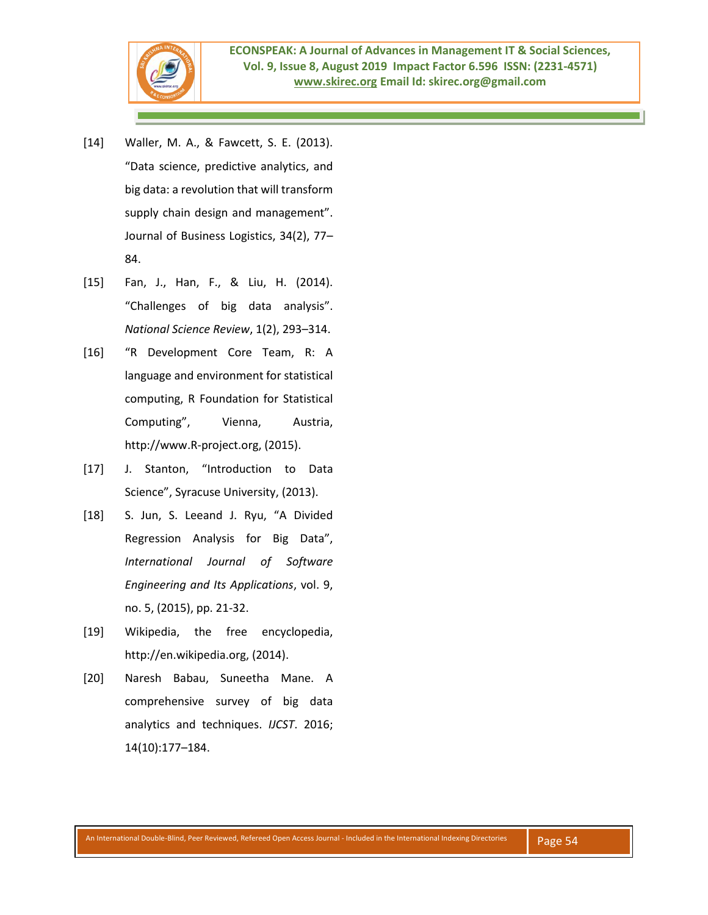[14] Waller, M. A., & Fawcett, S. E. (2013). “Data science, predictive analytics, and big data: a revolution that will transform supply chain design and management”. Journal of Business Logistics, 34(2), 77–84.

[15] Fan, J., Han, F., & Liu, H. (2014). “Challenges of big data analysis”. *National Science Review*, 1(2), 293–314.

[16] “R Development Core Team, R: A language and environment for statistical computing, R Foundation for Statistical Computing”, Vienna, Austria, http://www.R-project.org, (2015).

[17] J. Stanton, “Introduction to Data Science”, Syracuse University, (2013).

[18] S. Jun, S. Leeand J. Ryu, “A Divided Regression Analysis for Big Data”, *International Journal of Software Engineering and Its Applications*, vol. 9, no. 5, (2015), pp. 21-32.

[19] Wikipedia, the free encyclopedia, http://en.wikipedia.org, (2014).

[20] Naresh Babau, Suneetha Mane. A comprehensive survey of big data analytics and techniques. *IJCST*. 2016; 14(10):177–184.